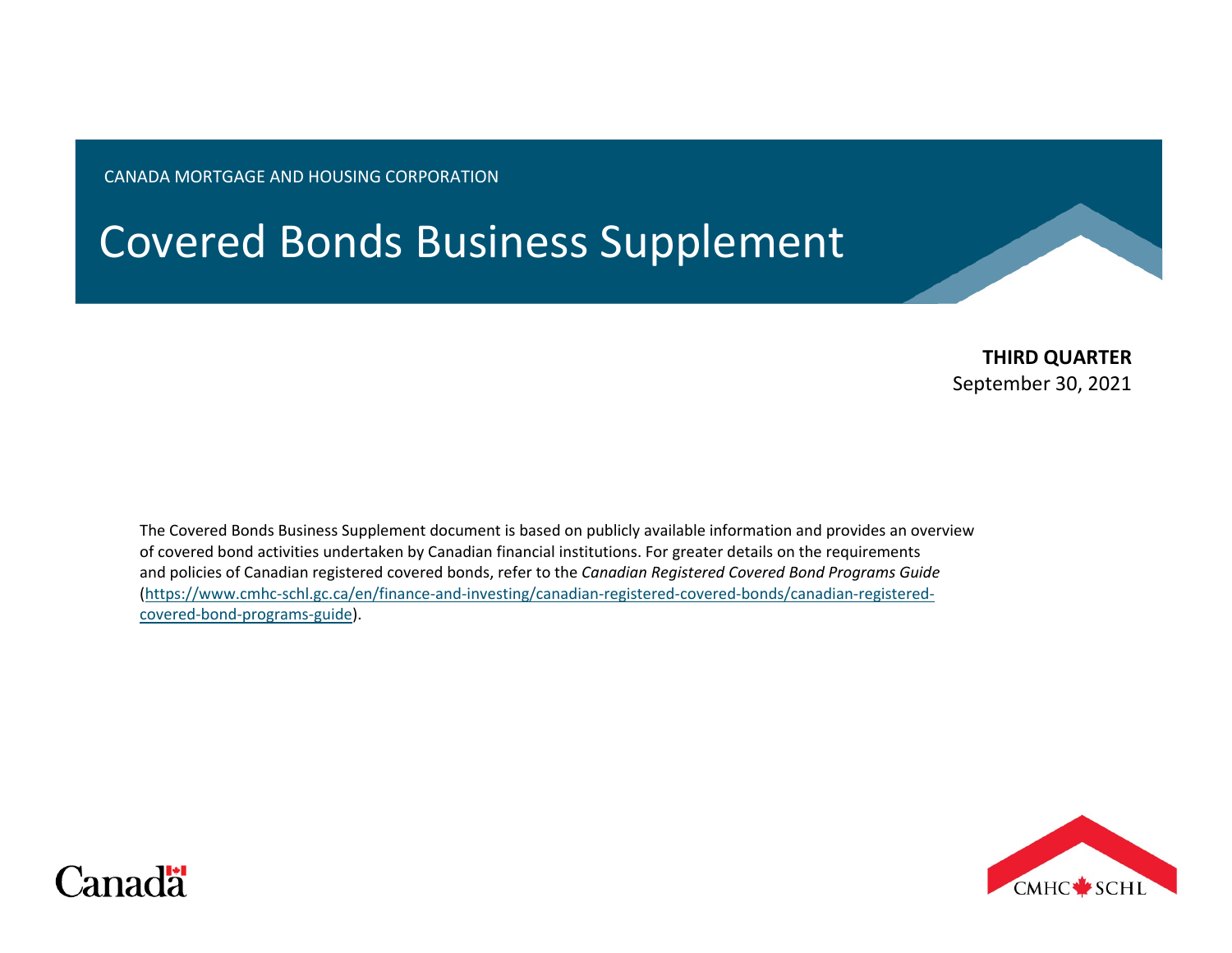CANADA MORTGAGE AND HOUSING CORPORATION

# Covered Bonds Business Supplement

**THIRD QUARTER**
September 30, 2021

The Covered Bonds Business Supplement document is based on publicly available information and provides an overview of covered bond activities undertaken by Canadian financial institutions. For greater details on the requirements and policies of Canadian registered covered bonds, refer to the *Canadian Registered Covered Bond Programs Guide* (https://www.cmhc-schl.gc.ca/en/finance-and-investing/canadian-registered-covered-bonds/canadian-registered-covered-bond-programs-guide).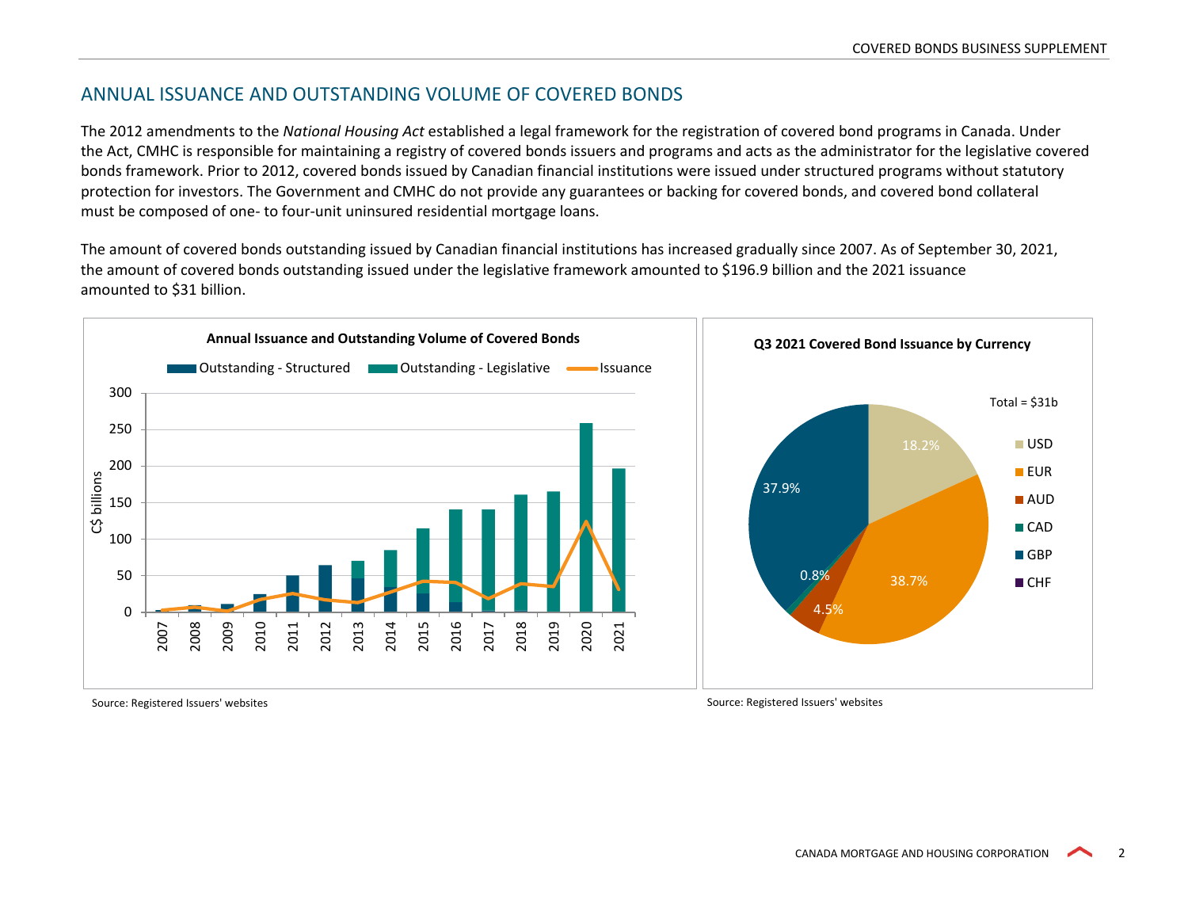## ANNUAL ISSUANCE AND OUTSTANDING VOLUME OF COVERED BONDS

The 2012 amendments to the *National Housing Act* established a legal framework for the registration of covered bond programs in Canada. Under the Act, CMHC is responsible for maintaining a registry of covered bonds issuers and programs and acts as the administrator for the legislative covered bonds framework. Prior to 2012, covered bonds issued by Canadian financial institutions were issued under structured programs without statutory protection for investors. The Government and CMHC do not provide any guarantees or backing for covered bonds, and covered bond collateral must be composed of one- to four-unit uninsured residential mortgage loans.

The amount of covered bonds outstanding issued by Canadian financial institutions has increased gradually since 2007. As of September 30, 2021, the amount of covered bonds outstanding issued under the legislative framework amounted to $196.9 billion and the 2021 issuance amounted to $31 billion.

**Annual Issuance and Outstanding Volume of Covered Bonds**

Source: Registered Issuers' websites

**Q3 2021 Covered Bond Issuance by Currency**

Total = $31b

| Currency | Share |
|---|---|
| USD | 18.2% |
| EUR | 38.7% |
| AUD | 4.5% |
| CAD | 0.8% |
| GBP | 37.9% |
| CHF | |

Source: Registered Issuers' websites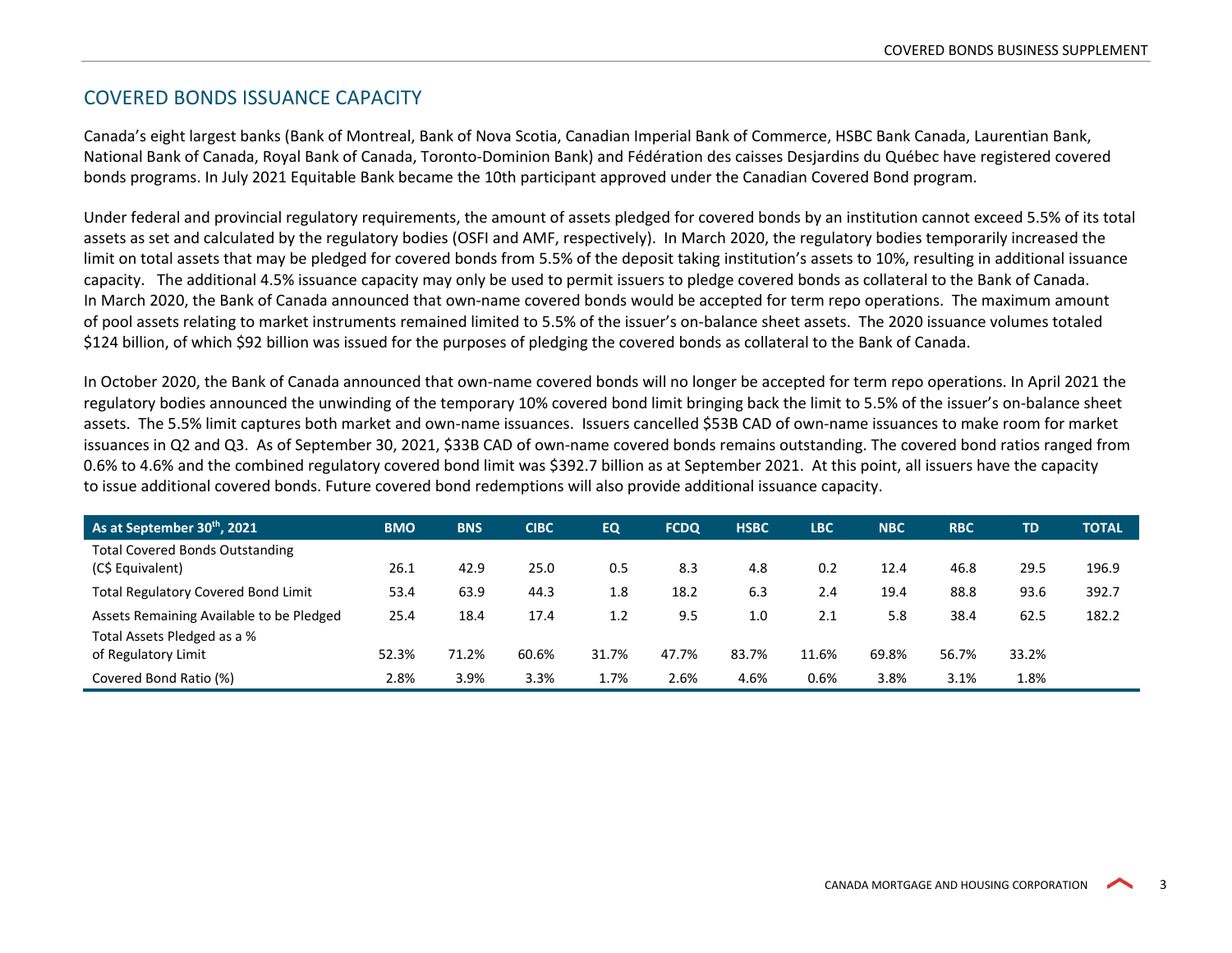## COVERED BONDS ISSUANCE CAPACITY

Canada's eight largest banks (Bank of Montreal, Bank of Nova Scotia, Canadian Imperial Bank of Commerce, HSBC Bank Canada, Laurentian Bank, National Bank of Canada, Royal Bank of Canada, Toronto-Dominion Bank) and Fédération des caisses Desjardins du Québec have registered covered bonds programs. In July 2021 Equitable Bank became the 10th participant approved under the Canadian Covered Bond program.

Under federal and provincial regulatory requirements, the amount of assets pledged for covered bonds by an institution cannot exceed 5.5% of its total assets as set and calculated by the regulatory bodies (OSFI and AMF, respectively). In March 2020, the regulatory bodies temporarily increased the limit on total assets that may be pledged for covered bonds from 5.5% of the deposit taking institution's assets to 10%, resulting in additional issuance capacity. The additional 4.5% issuance capacity may only be used to permit issuers to pledge covered bonds as collateral to the Bank of Canada. In March 2020, the Bank of Canada announced that own-name covered bonds would be accepted for term repo operations. The maximum amount of pool assets relating to market instruments remained limited to 5.5% of the issuer's on-balance sheet assets. The 2020 issuance volumes totaled $124 billion, of which $92 billion was issued for the purposes of pledging the covered bonds as collateral to the Bank of Canada.

In October 2020, the Bank of Canada announced that own-name covered bonds will no longer be accepted for term repo operations. In April 2021 the regulatory bodies announced the unwinding of the temporary 10% covered bond limit bringing back the limit to 5.5% of the issuer's on-balance sheet assets. The 5.5% limit captures both market and own-name issuances. Issuers cancelled $53B CAD of own-name issuances to make room for market issuances in Q2 and Q3. As of September 30, 2021, $33B CAD of own-name covered bonds remains outstanding. The covered bond ratios ranged from 0.6% to 4.6% and the combined regulatory covered bond limit was $392.7 billion as at September 2021. At this point, all issuers have the capacity to issue additional covered bonds. Future covered bond redemptions will also provide additional issuance capacity.

| As at September 30th, 2021 | BMO | BNS | CIBC | EQ | FCDQ | HSBC | LBC | NBC | RBC | TD | TOTAL |
|---|---|---|---|---|---|---|---|---|---|---|---|
| Total Covered Bonds Outstanding (C$ Equivalent) | 26.1 | 42.9 | 25.0 | 0.5 | 8.3 | 4.8 | 0.2 | 12.4 | 46.8 | 29.5 | 196.9 |
| Total Regulatory Covered Bond Limit | 53.4 | 63.9 | 44.3 | 1.8 | 18.2 | 6.3 | 2.4 | 19.4 | 88.8 | 93.6 | 392.7 |
| Assets Remaining Available to be Pledged | 25.4 | 18.4 | 17.4 | 1.2 | 9.5 | 1.0 | 2.1 | 5.8 | 38.4 | 62.5 | 182.2 |
| Total Assets Pledged as a % of Regulatory Limit | 52.3% | 71.2% | 60.6% | 31.7% | 47.7% | 83.7% | 11.6% | 69.8% | 56.7% | 33.2% | |
| Covered Bond Ratio (%) | 2.8% | 3.9% | 3.3% | 1.7% | 2.6% | 4.6% | 0.6% | 3.8% | 3.1% | 1.8% | |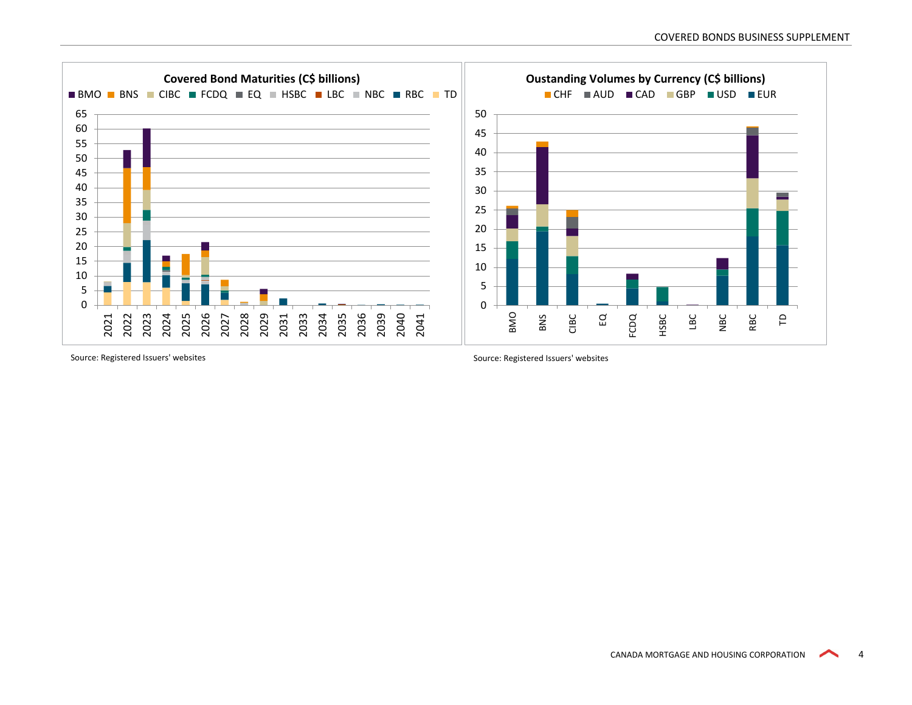**Covered Bond Maturities (C$ billions)**

BMO, BNS, CIBC, FCDQ, EQ, HSBC, LBC, NBC, RBC, TD

Source: Registered Issuers' websites

**Oustanding Volumes by Currency (C$ billions)**

CHF, AUD, CAD, GBP, USD, EUR

Source: Registered Issuers' websites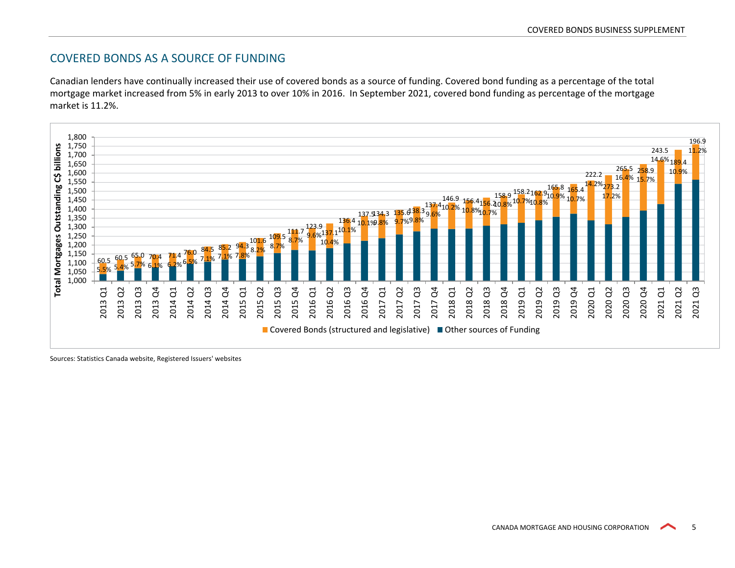## COVERED BONDS AS A SOURCE OF FUNDING

Canadian lenders have continually increased their use of covered bonds as a source of funding. Covered bond funding as a percentage of the total mortgage market increased from 5% in early 2013 to over 10% in 2016. In September 2021, covered bond funding as percentage of the mortgage market is 11.2%.

Total Mortgages Outstanding C$ billions

| Quarter | Covered Bonds (structured and legislative) (C$ billions) | % of mortgage market |
|---|---|---|
| 2013 Q1 | 60.5 | 5.5% |
| 2013 Q2 | 60.5 | 5.4% |
| 2013 Q3 | 65.0 | 5.7% |
| 2013 Q4 | 70.4 | 6.1% |
| 2014 Q1 | 71.4 | 6.2% |
| 2014 Q2 | 76.0 | 6.5% |
| 2014 Q3 | 84.5 | 7.1% |
| 2014 Q4 | 85.2 | 7.1% |
| 2015 Q1 | 94.3 | 7.8% |
| 2015 Q2 | 101.6 | 8.2% |
| 2015 Q3 | 109.5 | 8.7% |
| 2015 Q4 | 111.7 | 8.7% |
| 2016 Q1 | 123.9 | 9.6% |
| 2016 Q2 | 137.1 | 10.4% |
| 2016 Q3 | 136.4 | 10.1% |
| 2016 Q4 | 137.5 | 10.1% |
| 2017 Q1 | 134.3 | 9.8% |
| 2017 Q2 | 135.6 | 9.7% |
| 2017 Q3 | 138.3 | 9.8% |
| 2017 Q4 | 137.4 | 9.6% |
| 2018 Q1 | 146.9 | 10.2% |
| 2018 Q2 | 156.4 | 10.8% |
| 2018 Q3 | 156.2 | 10.7% |
| 2018 Q4 | 158.9 | 10.8% |
| 2019 Q1 | 158.2 | 10.7% |
| 2019 Q2 | 162.9 | 10.8% |
| 2019 Q3 | 165.8 | 10.9% |
| 2019 Q4 | 165.4 | 10.7% |
| 2020 Q1 | 222.2 | 14.2% |
| 2020 Q2 | 273.2 | 17.2% |
| 2020 Q3 | 265.5 | 16.4% |
| 2020 Q4 | 258.9 | 15.7% |
| 2021 Q1 | 243.5 | 14.6% |
| 2021 Q2 | 189.4 | 10.9% |
| 2021 Q3 | 196.9 | 11.2% |

■ Covered Bonds (structured and legislative) ■ Other sources of Funding

Sources: Statistics Canada website, Registered Issuers' websites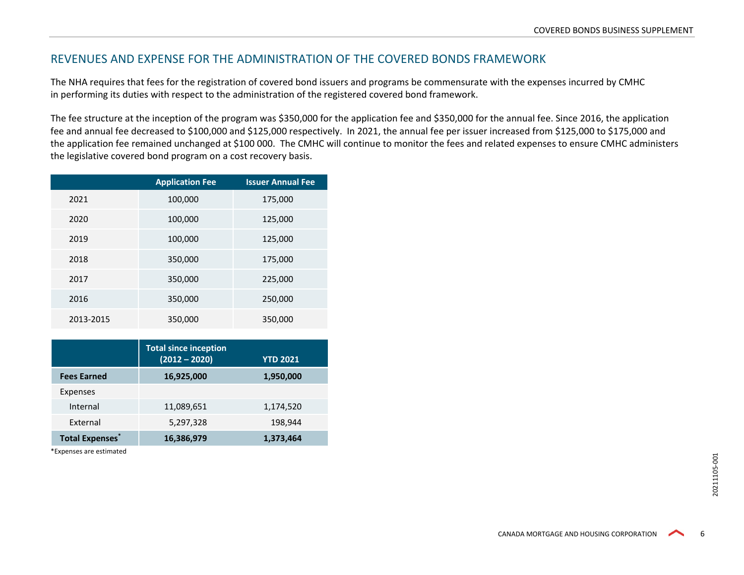## REVENUES AND EXPENSE FOR THE ADMINISTRATION OF THE COVERED BONDS FRAMEWORK

The NHA requires that fees for the registration of covered bond issuers and programs be commensurate with the expenses incurred by CMHC in performing its duties with respect to the administration of the registered covered bond framework.

The fee structure at the inception of the program was $350,000 for the application fee and $350,000 for the annual fee. Since 2016, the application fee and annual fee decreased to $100,000 and $125,000 respectively. In 2021, the annual fee per issuer increased from $125,000 to $175,000 and the application fee remained unchanged at $100 000. The CMHC will continue to monitor the fees and related expenses to ensure CMHC administers the legislative covered bond program on a cost recovery basis.

| | Application Fee | Issuer Annual Fee |
|---|---|---|
| 2021 | 100,000 | 175,000 |
| 2020 | 100,000 | 125,000 |
| 2019 | 100,000 | 125,000 |
| 2018 | 350,000 | 175,000 |
| 2017 | 350,000 | 225,000 |
| 2016 | 350,000 | 250,000 |
| 2013-2015 | 350,000 | 350,000 |

| | Total since inception (2012 – 2020) | YTD 2021 |
|---|---|---|
| **Fees Earned** | **16,925,000** | **1,950,000** |
| Expenses | | |
| Internal | 11,089,651 | 1,174,520 |
| External | 5,297,328 | 198,944 |
| **Total Expenses*** | **16,386,979** | **1,373,464** |

*Expenses are estimated